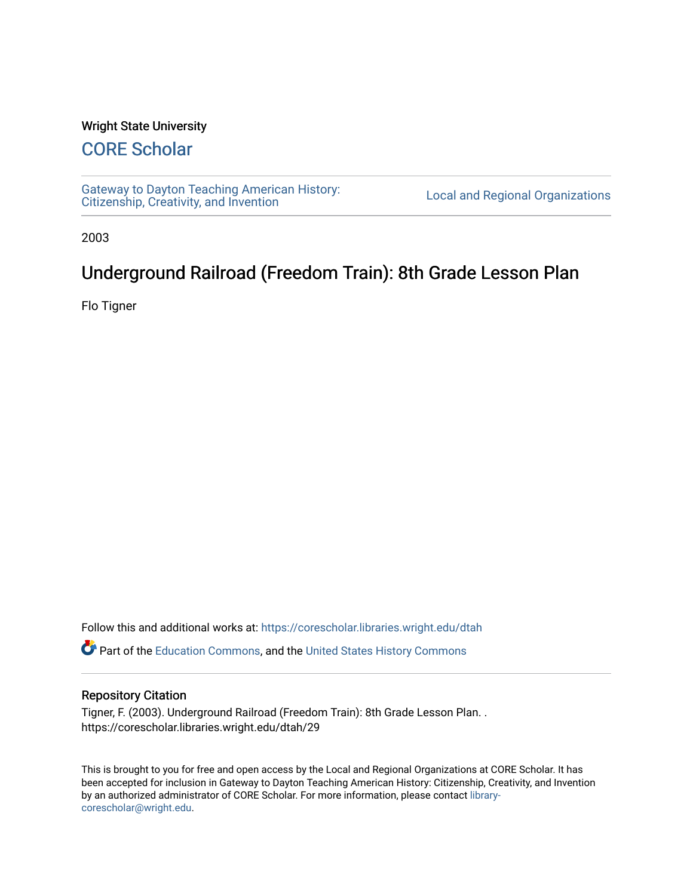Wright State University

## CORE Scholar

Gateway to Dayton Teaching American History: Citizenship, Creativity, and Invention

Local and Regional Organizations

2003

# Underground Railroad (Freedom Train): 8th Grade Lesson Plan

Flo Tigner

Follow this and additional works at: https://corescholar.libraries.wright.edu/dtah

Part of the Education Commons, and the United States History Commons

### Repository Citation

Tigner, F. (2003). Underground Railroad (Freedom Train): 8th Grade Lesson Plan. .
https://corescholar.libraries.wright.edu/dtah/29

This is brought to you for free and open access by the Local and Regional Organizations at CORE Scholar. It has been accepted for inclusion in Gateway to Dayton Teaching American History: Citizenship, Creativity, and Invention by an authorized administrator of CORE Scholar. For more information, please contact library-corescholar@wright.edu.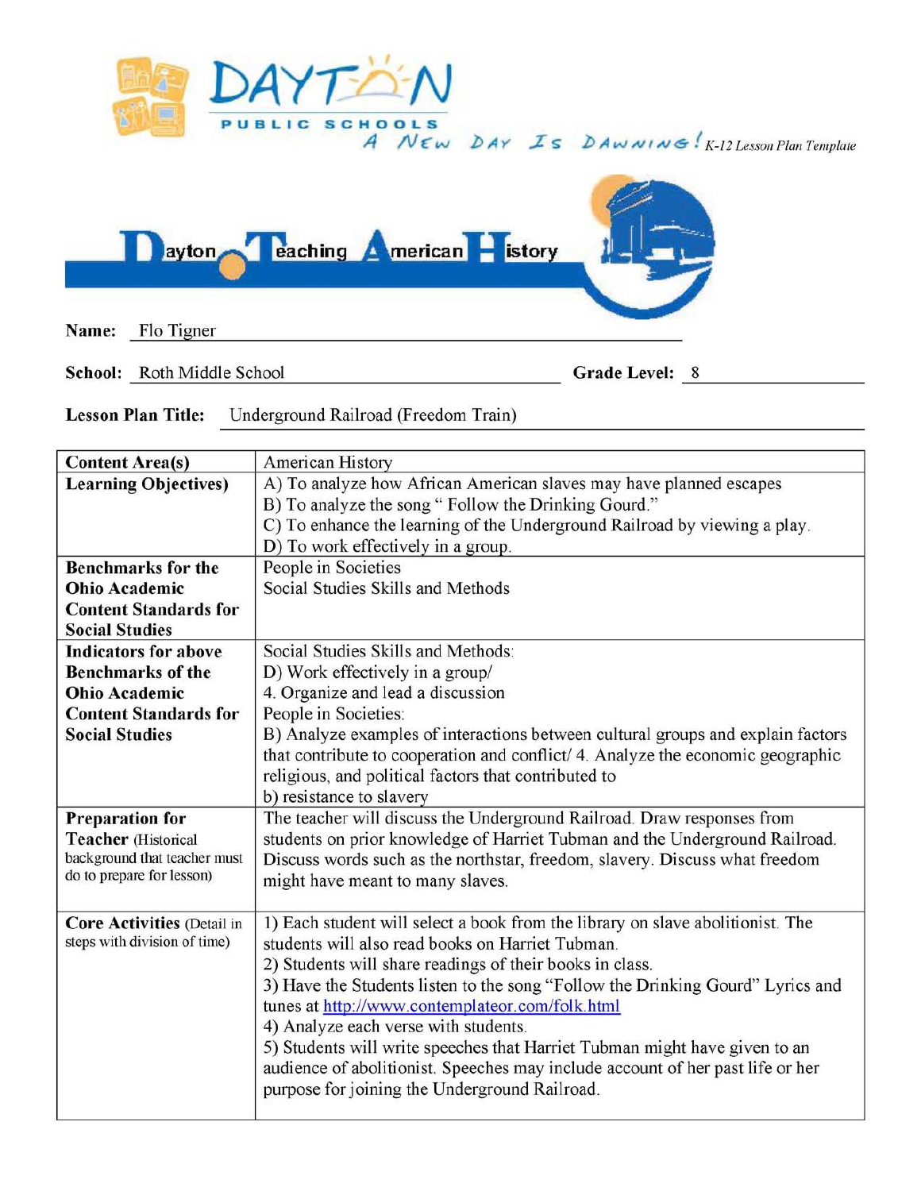DAYTON PUBLIC SCHOOLS

A New Day Is Dawning! K-12 Lesson Plan Template

Dayton Teaching American History

**Name:** Flo Tigner

**School:** Roth Middle School **Grade Level:** 8

**Lesson Plan Title:** Underground Railroad (Freedom Train)

| | |
|---|---|
| **Content Area(s)** | American History |
| **Learning Objectives)** | A) To analyze how African American slaves may have planned escapes<br>B) To analyze the song " Follow the Drinking Gourd."<br>C) To enhance the learning of the Underground Railroad by viewing a play.<br>D) To work effectively in a group. |
| **Benchmarks for the Ohio Academic Content Standards for Social Studies** | People in Societies<br>Social Studies Skills and Methods |
| **Indicators for above Benchmarks of the Ohio Academic Content Standards for Social Studies** | Social Studies Skills and Methods:<br>D) Work effectively in a group/<br>4. Organize and lead a discussion<br>People in Societies:<br>B) Analyze examples of interactions between cultural groups and explain factors that contribute to cooperation and conflict/ 4. Analyze the economic geographic religious, and political factors that contributed to<br>b) resistance to slavery |
| **Preparation for Teacher** (Historical background that teacher must do to prepare for lesson) | The teacher will discuss the Underground Railroad. Draw responses from students on prior knowledge of Harriet Tubman and the Underground Railroad. Discuss words such as the northstar, freedom, slavery. Discuss what freedom might have meant to many slaves. |
| **Core Activities** (Detail in steps with division of time) | 1) Each student will select a book from the library on slave abolitionist. The students will also read books on Harriet Tubman.<br>2) Students will share readings of their books in class.<br>3) Have the Students listen to the song "Follow the Drinking Gourd" Lyrics and tunes at http://www.contemplateor.com/folk.html<br>4) Analyze each verse with students.<br>5) Students will write speeches that Harriet Tubman might have given to an audience of abolitionist. Speeches may include account of her past life or her purpose for joining the Underground Railroad. |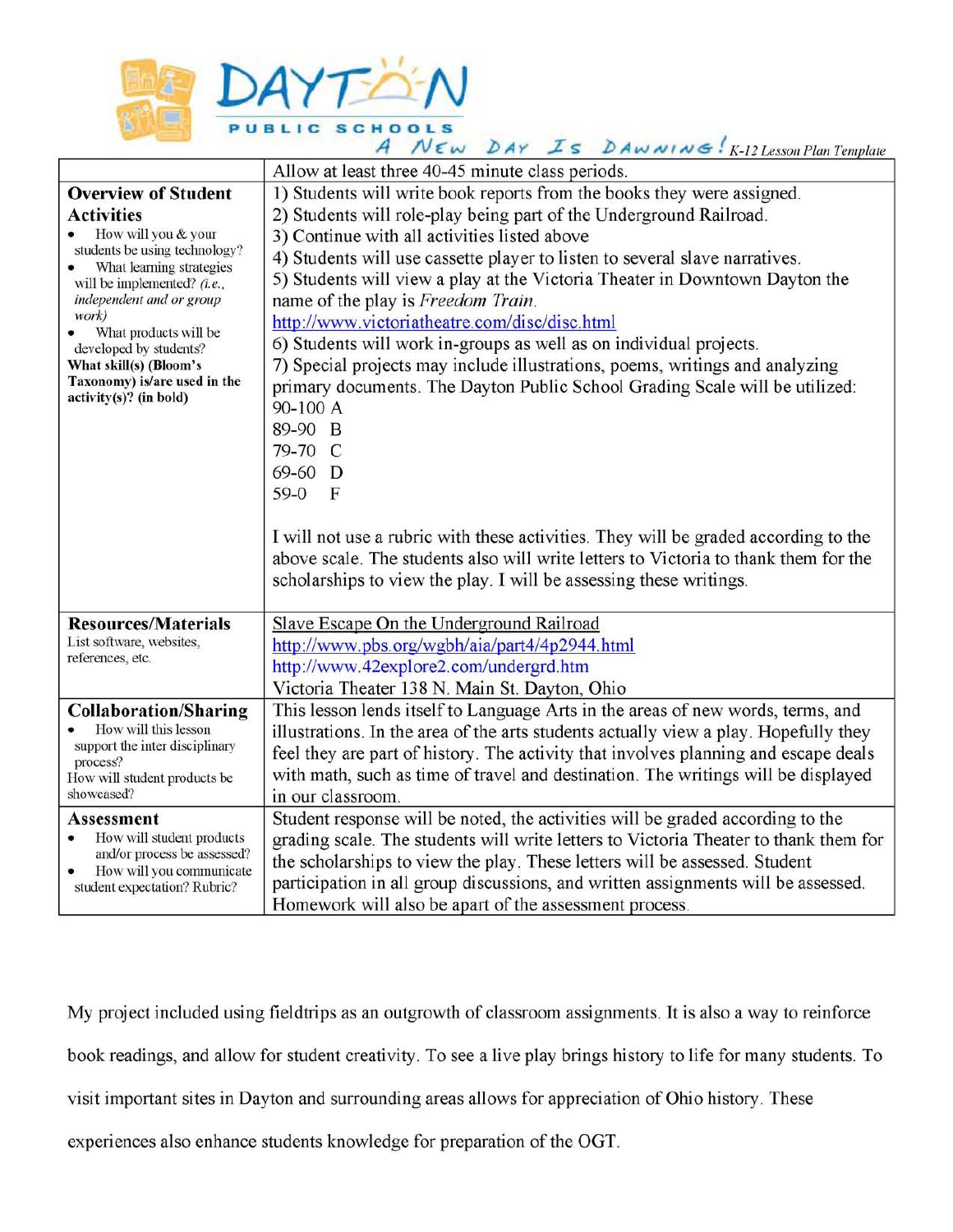DAYTON PUBLIC SCHOOLS

A NEW DAY IS DAWNING! *K-12 Lesson Plan Template*

| | Allow at least three 40-45 minute class periods. |
|---|---|
| **Overview of Student Activities**<br>• How will you & your students be using technology?<br>• What learning strategies will be implemented? *(i.e., independent and or group work)*<br>• What products will be developed by students?<br>**What skill(s) (Bloom's Taxonomy) is/are used in the activity(s)? (in bold)** | 1) Students will write book reports from the books they were assigned.<br>2) Students will role-play being part of the Underground Railroad.<br>3) Continue with all activities listed above<br>4) Students will use cassette player to listen to several slave narratives.<br>5) Students will view a play at the Victoria Theater in Downtown Dayton the name of the play is *Freedom Train*.<br>http://www.victoriatheatre.com/disc/disc.html<br>6) Students will work in-groups as well as on individual projects.<br>7) Special projects may include illustrations, poems, writings and analyzing primary documents. The Dayton Public School Grading Scale will be utilized:<br>90-100 A<br>89-90 B<br>79-70 C<br>69-60 D<br>59-0 F<br><br>I will not use a rubric with these activities. They will be graded according to the above scale. The students also will write letters to Victoria to thank them for the scholarships to view the play. I will be assessing these writings. |
| **Resources/Materials**<br>List software, websites, references, etc. | Slave Escape On the Underground Railroad<br>http://www.pbs.org/wgbh/aia/part4/4p2944.html<br>http://www.42explore2.com/undergrd.htm<br>Victoria Theater 138 N. Main St. Dayton, Ohio |
| **Collaboration/Sharing**<br>• How will this lesson support the inter disciplinary process?<br>How will student products be showcased? | This lesson lends itself to Language Arts in the areas of new words, terms, and illustrations. In the area of the arts students actually view a play. Hopefully they feel they are part of history. The activity that involves planning and escape deals with math, such as time of travel and destination. The writings will be displayed in our classroom. |
| **Assessment**<br>• How will student products and/or process be assessed?<br>• How will you communicate student expectation? Rubric? | Student response will be noted, the activities will be graded according to the grading scale. The students will write letters to Victoria Theater to thank them for the scholarships to view the play. These letters will be assessed. Student participation in all group discussions, and written assignments will be assessed. Homework will also be apart of the assessment process. |

My project included using fieldtrips as an outgrowth of classroom assignments. It is also a way to reinforce book readings, and allow for student creativity. To see a live play brings history to life for many students. To visit important sites in Dayton and surrounding areas allows for appreciation of Ohio history. These experiences also enhance students knowledge for preparation of the OGT.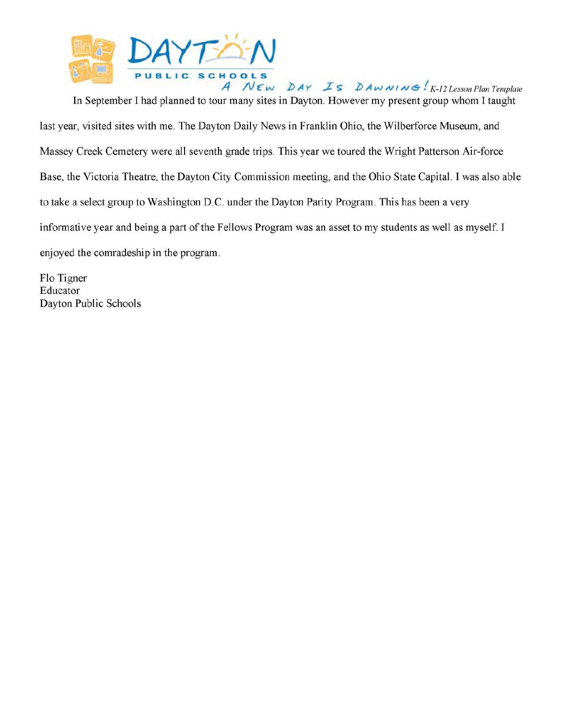In September I had planned to tour many sites in Dayton. However my present group whom I taught last year, visited sites with me. The Dayton Daily News in Franklin Ohio, the Wilberforce Museum, and Massey Creek Cemetery were all seventh grade trips. This year we toured the Wright Patterson Air-force Base, the Victoria Theatre, the Dayton City Commission meeting, and the Ohio State Capital. I was also able to take a select group to Washington D.C. under the Dayton Parity Program. This has been a very informative year and being a part of the Fellows Program was an asset to my students as well as myself. I enjoyed the comradeship in the program.

Flo Tigner
Educator
Dayton Public Schools